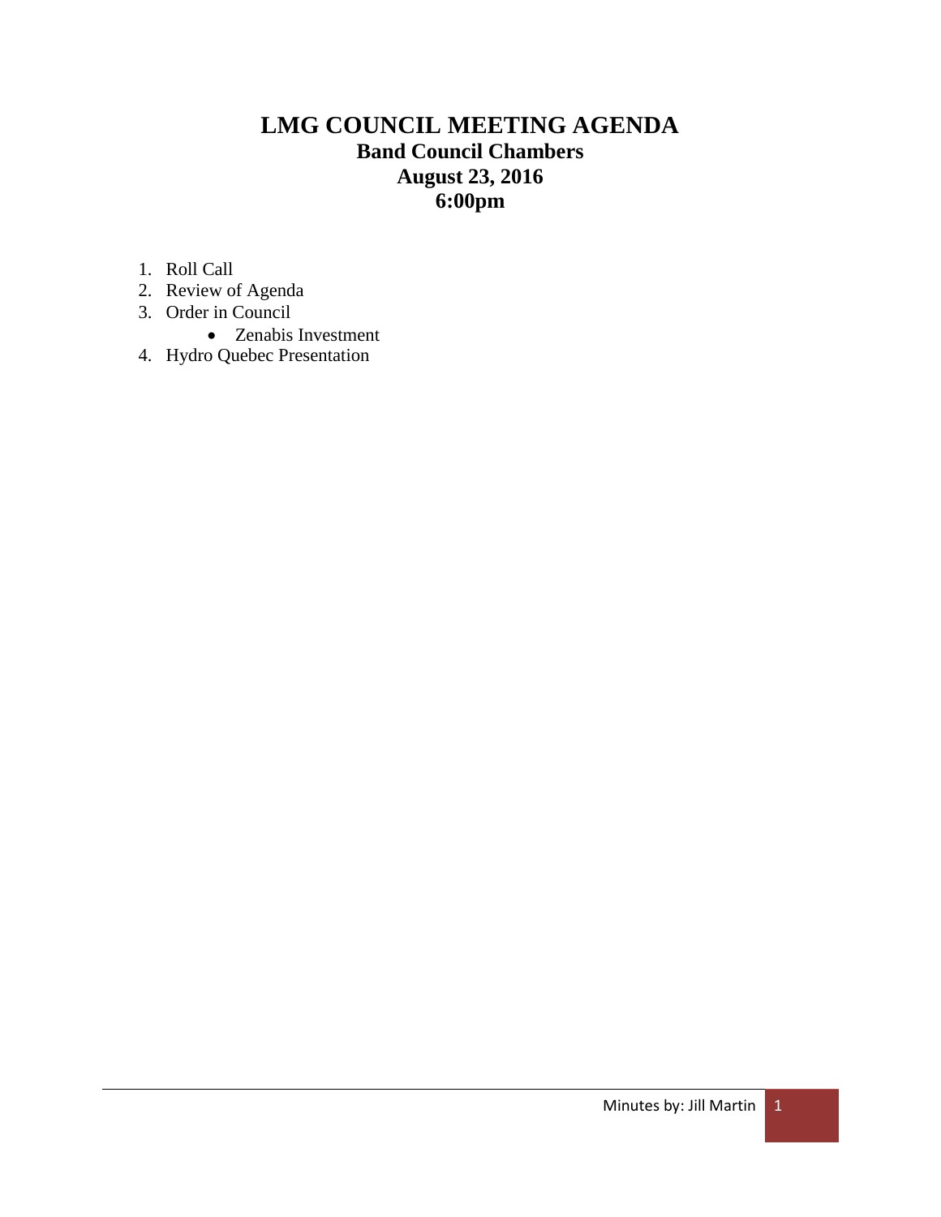# LMG COUNCIL MEETING AGENDA

**Band Council Chambers**
**August 23, 2016**
**6:00pm**

1. Roll Call
2. Review of Agenda
3. Order in Council
   - Zenabis Investment
4. Hydro Quebec Presentation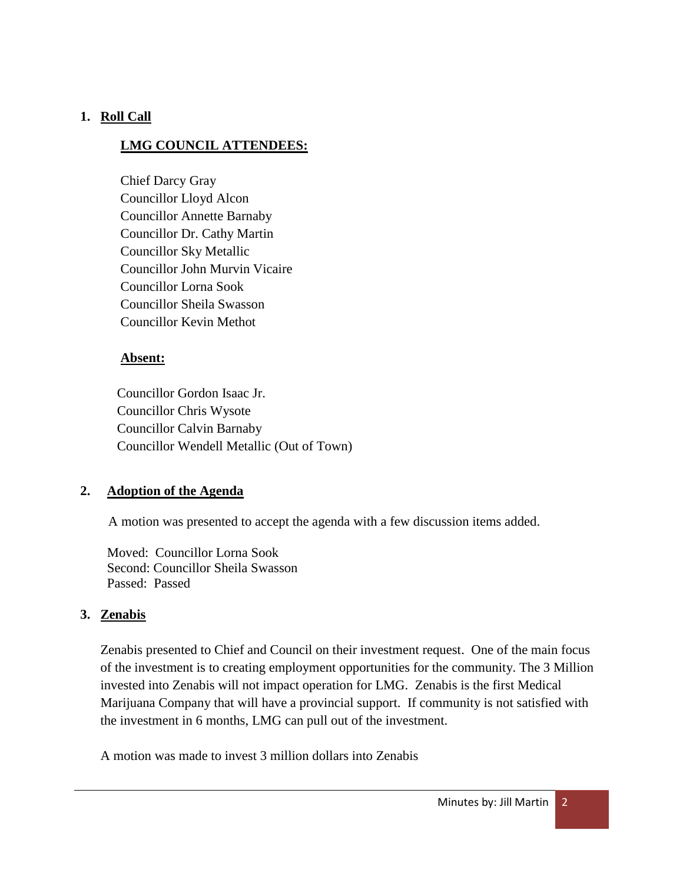## 1. Roll Call

### LMG COUNCIL ATTENDEES:

Chief Darcy Gray
Councillor Lloyd Alcon
Councillor Annette Barnaby
Councillor Dr. Cathy Martin
Councillor Sky Metallic
Councillor John Murvin Vicaire
Councillor Lorna Sook
Councillor Sheila Swasson
Councillor Kevin Methot

### Absent:

Councillor Gordon Isaac Jr.
Councillor Chris Wysote
Councillor Calvin Barnaby
Councillor Wendell Metallic (Out of Town)

## 2. Adoption of the Agenda

A motion was presented to accept the agenda with a few discussion items added.

Moved: Councillor Lorna Sook
Second: Councillor Sheila Swasson
Passed: Passed

## 3. Zenabis

Zenabis presented to Chief and Council on their investment request. One of the main focus of the investment is to creating employment opportunities for the community. The 3 Million invested into Zenabis will not impact operation for LMG. Zenabis is the first Medical Marijuana Company that will have a provincial support. If community is not satisfied with the investment in 6 months, LMG can pull out of the investment.

A motion was made to invest 3 million dollars into Zenabis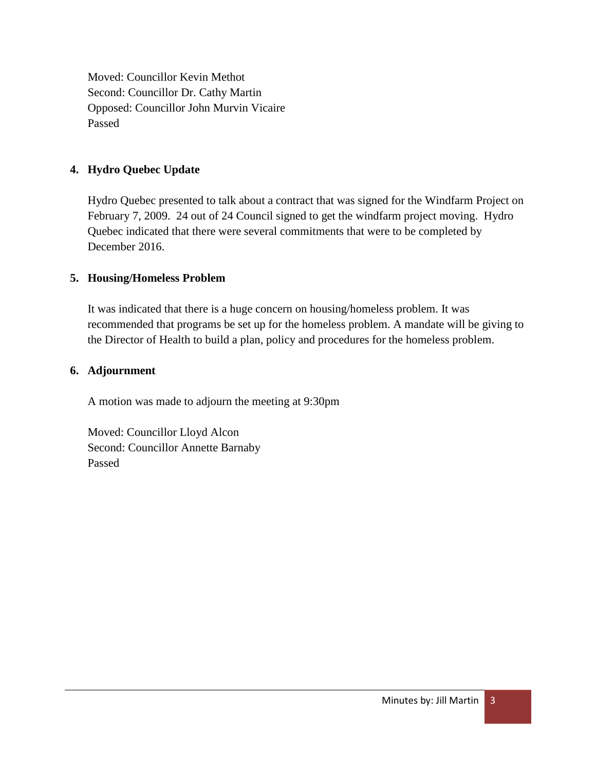Moved: Councillor Kevin Methot
Second: Councillor Dr. Cathy Martin
Opposed: Councillor John Murvin Vicaire
Passed

**4. Hydro Quebec Update**

Hydro Quebec presented to talk about a contract that was signed for the Windfarm Project on February 7, 2009. 24 out of 24 Council signed to get the windfarm project moving. Hydro Quebec indicated that there were several commitments that were to be completed by December 2016.

**5. Housing/Homeless Problem**

It was indicated that there is a huge concern on housing/homeless problem. It was recommended that programs be set up for the homeless problem. A mandate will be giving to the Director of Health to build a plan, policy and procedures for the homeless problem.

**6. Adjournment**

A motion was made to adjourn the meeting at 9:30pm

Moved: Councillor Lloyd Alcon
Second: Councillor Annette Barnaby
Passed